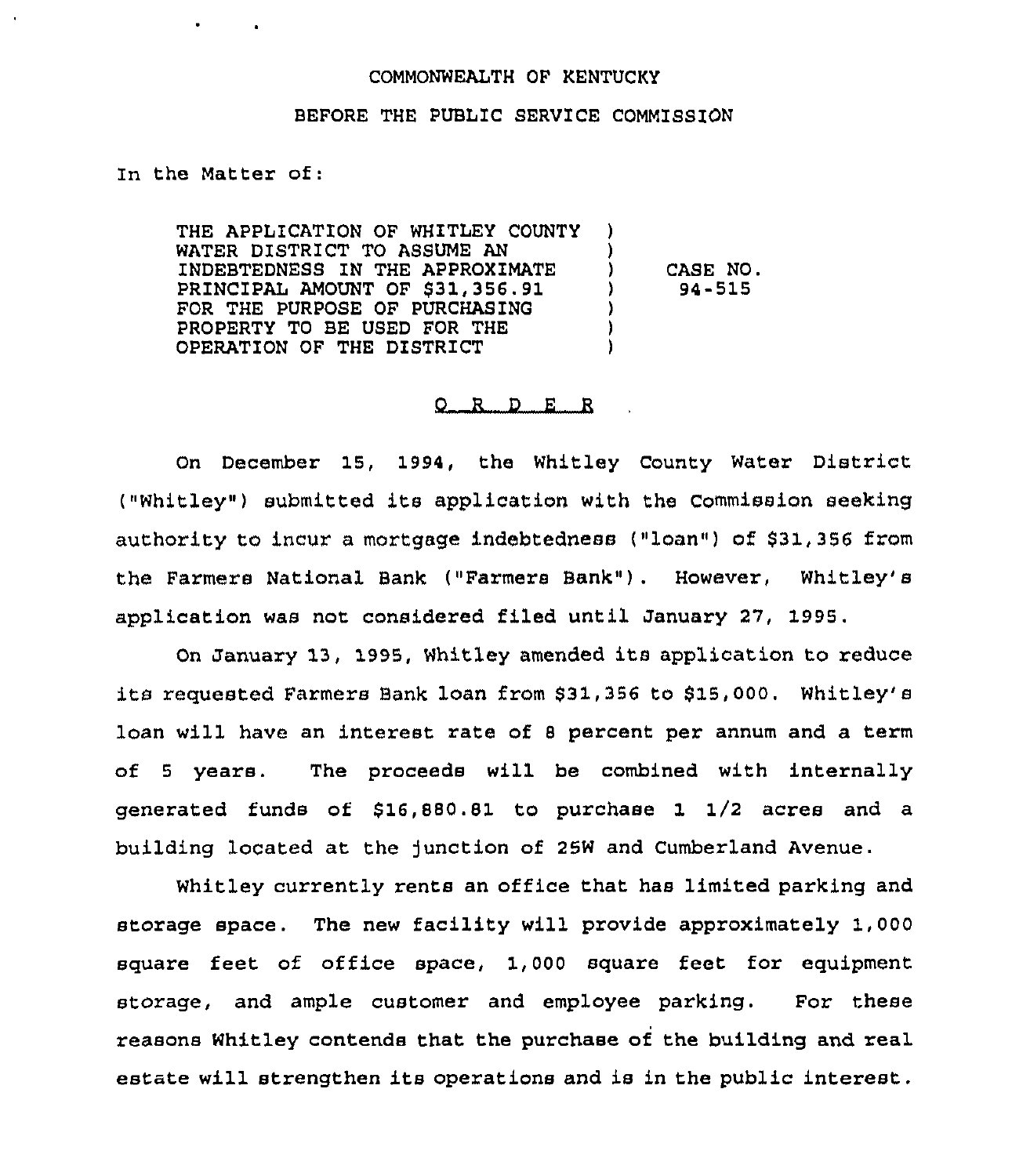COMMONWEALTH OF KENTUCKY

BEFORE THE PUBLIC SERVICE COMMISSION

In the Matter of:

THE APPLICATION OF WHITLEY COUNTY WATER DISTRICT TO ASSUME AN INDEBTEDNESS IN THE APPROXIMATE PRINCIPAL AMOUNT OF $31,356.91 FOR THE PURPOSE OF PURCHASING PROPERTY TO BE USED FOR THE OPERATION OF THE DISTRICT ) CASE NO. 94-515

# O R D E R

On December 15, 1994, the Whitley County Water District ("Whitley") submitted its application with the Commission seeking authority to incur a mortgage indebtedness ("loan") of $31,356 from the Farmers National Bank ("Farmers Bank"). However, Whitley's application was not considered filed until January 27, 1995.

On January 13, 1995, Whitley amended its application to reduce its requested Farmers Bank loan from $31,356 to $15,000. Whitley's loan will have an interest rate of 8 percent per annum and a term of 5 years. The proceeds will be combined with internally generated funds of $16,880.81 to purchase 1 1/2 acres and a building located at the junction of 25W and Cumberland Avenue.

Whitley currently rents an office that has limited parking and storage space. The new facility will provide approximately 1,000 square feet of office space, 1,000 square feet for equipment storage, and ample customer and employee parking. For these reasons Whitley contends that the purchase of the building and real estate will strengthen its operations and is in the public interest.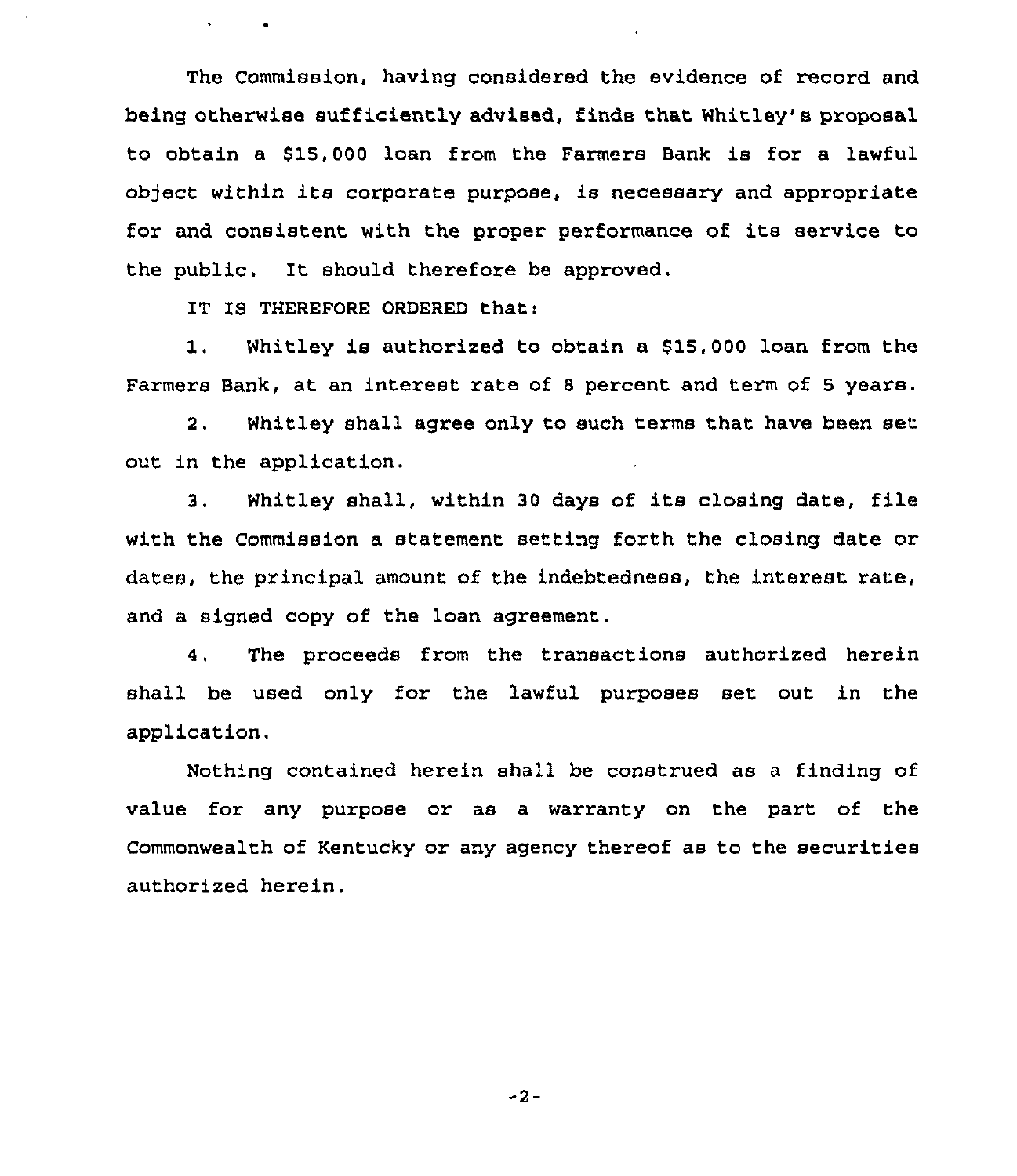The Commission, having considered the evidence of record and being otherwise sufficiently advised, finds that Whitley's proposal to obtain a $15,000 loan from the Farmers Bank is for a lawful object within its corporate purpose, is necessary and appropriate for and consistent with the proper performance of its service to the public. It should therefore be approved.

IT IS THEREFORE ORDERED that:

1. Whitley is authorized to obtain a $15,000 loan from the Farmers Bank, at an interest rate of 8 percent and term of 5 years.

2. Whitley shall agree only to such terms that have been set out in the application.

3. Whitley shall, within 30 days of its closing date, file with the Commission a statement setting forth the closing date or dates, the principal amount of the indebtedness, the interest rate, and a signed copy of the loan agreement.

4. The proceeds from the transactions authorized herein shall be used only for the lawful purposes set out in the application.

Nothing contained herein shall be construed as a finding of value for any purpose or as a warranty on the part of the Commonwealth of Kentucky or any agency thereof as to the securities authorized herein.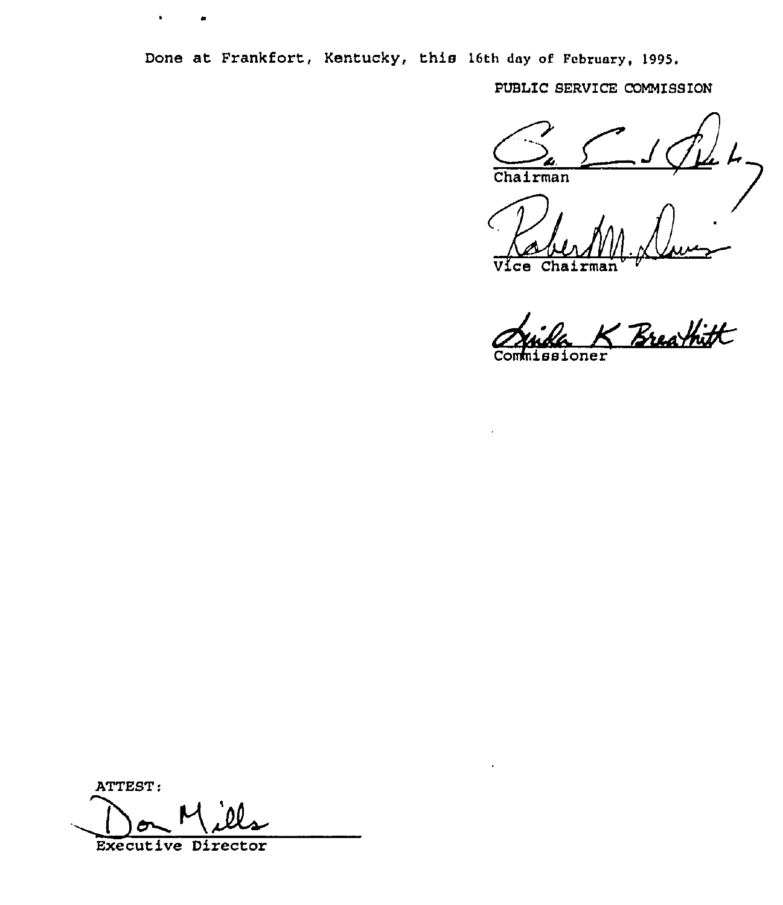Done at Frankfort, Kentucky, this 16th day of February, 1995.

PUBLIC SERVICE COMMISSION

Chairman

Vice Chairman

Commissioner

ATTEST:

Executive Director